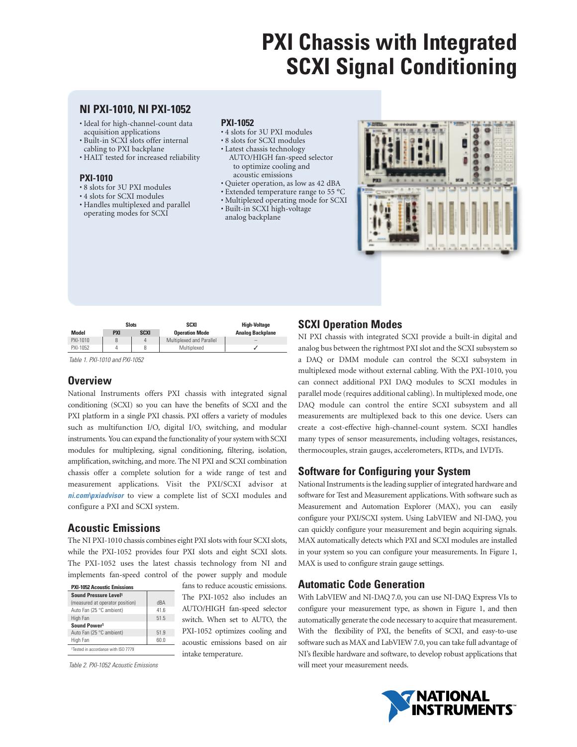# PXI Chassis with Integrated SCXI Signal Conditioning

## NI PXI-1010, NI PXI-1052

- Ideal for high-channel-count data acquisition applications
- Built-in SCXI slots offer internal cabling to PXI backplane
- HALT tested for increased reliability

### PXI-1010

- 8 slots for 3U PXI modules
- 4 slots for SCXI modules
- Handles multiplexed and parallel operating modes for SCXI

### PXI-1052

- 4 slots for 3U PXI modules
- 8 slots for SCXI modules
- Latest chassis technology AUTO/HIGH fan-speed selector to optimize cooling and acoustic emissions
- Quieter operation, as low as 42 dBA
- Extended temperature range to 55 °C
- Multiplexed operating mode for SCXI
- Built-in SCXI high-voltage analog backplane

| | Slots | | SCXI | High-Voltage |
|---|---|---|---|---|
| Model | PXI | SCXI | Operation Mode | Analog Backplane |
| PXI-1010 | 8 | 4 | Multiplexed and Parallel | – |
| PXI-1052 | 4 | 8 | Multiplexed | ✓ |

Table 1. PXI-1010 and PXI-1052

## Overview

National Instruments offers PXI chassis with integrated signal conditioning (SCXI) so you can have the benefits of SCXI and the PXI platform in a single PXI chassis. PXI offers a variety of modules such as multifunction I/O, digital I/O, switching, and modular instruments. You can expand the functionality of your system with SCXI modules for multiplexing, signal conditioning, filtering, isolation, amplification, switching, and more. The NI PXI and SCXI combination chassis offer a complete solution for a wide range of test and measurement applications. Visit the PXI/SCXI advisor at ***ni.com\pxiadvisor*** to view a complete list of SCXI modules and configure a PXI and SCXI system.

## Acoustic Emissions

The NI PXI-1010 chassis combines eight PXI slots with four SCXI slots, while the PXI-1052 provides four PXI slots and eight SCXI slots. The PXI-1052 uses the latest chassis technology from NI and implements fan-speed control of the power supply and module fans to reduce acoustic emissions. The PXI-1052 also includes an AUTO/HIGH fan-speed selector switch. When set to AUTO, the PXI-1052 optimizes cooling and acoustic emissions based on air intake temperature.

| PXI-1052 Acoustic Emissions | |
|---|---|
| **Sound Pressure Level**[1] | |
| (measured at operator position) | dBA |
| Auto Fan (25 °C ambient) | 41.6 |
| High Fan | 51.5 |
| **Sound Power**[1] | |
| Auto Fan (25 °C ambient) | 51.9 |
| High Fan | 60.0 |

[1]Tested in accordance with ISO 7779

Table 2. PXI-1052 Acoustic Emissions

## SCXI Operation Modes

NI PXI chassis with integrated SCXI provide a built-in digital and analog bus between the rightmost PXI slot and the SCXI subsystem so a DAQ or DMM module can control the SCXI subsystem in multiplexed mode without external cabling. With the PXI-1010, you can connect additional PXI DAQ modules to SCXI modules in parallel mode (requires additional cabling). In multiplexed mode, one DAQ module can control the entire SCXI subsystem and all measurements are multiplexed back to this one device. Users can create a cost-effective high-channel-count system. SCXI handles many types of sensor measurements, including voltages, resistances, thermocouples, strain gauges, accelerometers, RTDs, and LVDTs.

## Software for Configuring your System

National Instruments is the leading supplier of integrated hardware and software for Test and Measurement applications. With software such as Measurement and Automation Explorer (MAX), you can easily configure your PXI/SCXI system. Using LabVIEW and NI-DAQ, you can quickly configure your measurement and begin acquiring signals. MAX automatically detects which PXI and SCXI modules are installed in your system so you can configure your measurements. In Figure 1, MAX is used to configure strain gauge settings.

## Automatic Code Generation

With LabVIEW and NI-DAQ 7.0, you can use NI-DAQ Express VIs to configure your measurement type, as shown in Figure 1, and then automatically generate the code necessary to acquire that measurement. With the flexibility of PXI, the benefits of SCXI, and easy-to-use software such as MAX and LabVIEW 7.0, you can take full advantage of NI's flexible hardware and software, to develop robust applications that will meet your measurement needs.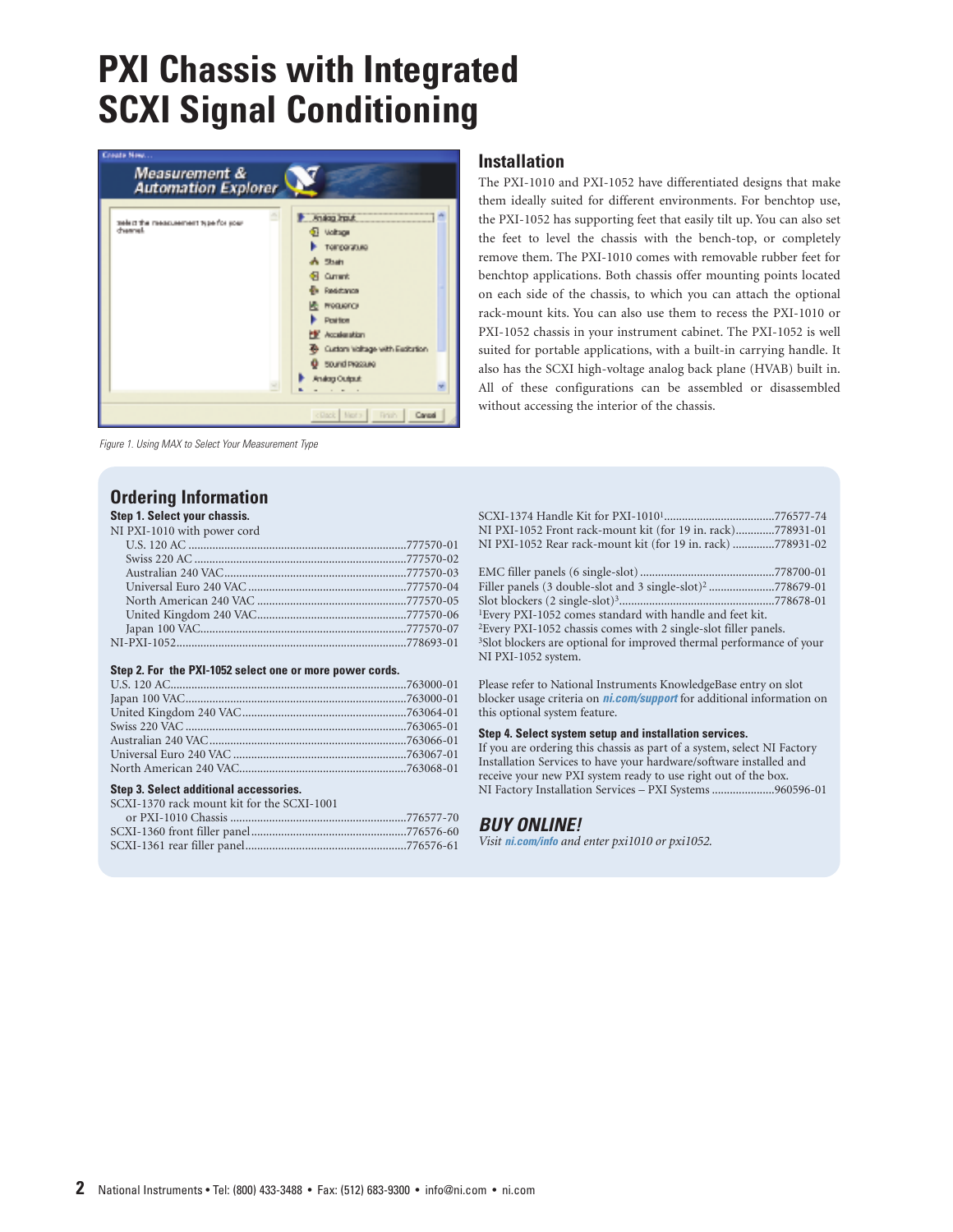# PXI Chassis with Integrated SCXI Signal Conditioning

*Figure 1. Using MAX to Select Your Measurement Type*

## Installation

The PXI-1010 and PXI-1052 have differentiated designs that make them ideally suited for different environments. For benchtop use, the PXI-1052 has supporting feet that easily tilt up. You can also set the feet to level the chassis with the bench-top, or completely remove them. The PXI-1010 comes with removable rubber feet for benchtop applications. Both chassis offer mounting points located on each side of the chassis, to which you can attach the optional rack-mount kits. You can also use them to recess the PXI-1010 or PXI-1052 chassis in your instrument cabinet. The PXI-1052 is well suited for portable applications, with a built-in carrying handle. It also has the SCXI high-voltage analog back plane (HVAB) built in. All of these configurations can be assembled or disassembled without accessing the interior of the chassis.

## Ordering Information

**Step 1. Select your chassis.**

NI PXI-1010 with power cord
- U.S. 120 AC .......................................................................777570-01
- Swiss 220 AC .....................................................................777570-02
- Australian 240 VAC............................................................777570-03
- Universal Euro 240 VAC ....................................................777570-04
- North American 240 VAC ..................................................777570-05
- United Kingdom 240 VAC..................................................777570-06
- Japan 100 VAC....................................................................777570-07

NI-PXI-1052............................................................................778693-01

**Step 2. For the PXI-1052 select one or more power cords.**

U.S. 120 AC..............................................................................763000-01
Japan 100 VAC.........................................................................763000-01
United Kingdom 240 VAC.......................................................763064-01
Swiss 220 VAC .........................................................................763065-01
Australian 240 VAC.................................................................763066-01
Universal Euro 240 VAC .........................................................763067-01
North American 240 VAC.......................................................763068-01

**Step 3. Select additional accessories.**

SCXI-1370 rack mount kit for the SCXI-1001
- or PXI-1010 Chassis ..........................................................776577-70

SCXI-1360 front filler panel....................................................776576-60
SCXI-1361 rear filler panel......................................................776576-61
SCXI-1374 Handle Kit for PXI-1010[1]....................................776577-74
NI PXI-1052 Front rack-mount kit (for 19 in. rack)............778931-01
NI PXI-1052 Rear rack-mount kit (for 19 in. rack) .............778931-02

EMC filler panels (6 single-slot) ............................................778700-01
Filler panels (3 double-slot and 3 single-slot)[2] ......................778679-01
Slot blockers (2 single-slot)[3]...................................................778678-01

[1]Every PXI-1052 comes standard with handle and feet kit.
[2]Every PXI-1052 chassis comes with 2 single-slot filler panels.
[3]Slot blockers are optional for improved thermal performance of your NI PXI-1052 system.

Please refer to National Instruments KnowledgeBase entry on slot blocker usage criteria on ***ni.com/support*** for additional information on this optional system feature.

**Step 4. Select system setup and installation services.**

If you are ordering this chassis as part of a system, select NI Factory Installation Services to have your hardware/software installed and receive your new PXI system ready to use right out of the box.
NI Factory Installation Services – PXI Systems ....................960596-01

### *BUY ONLINE!*

*Visit **ni.com/info** and enter pxi1010 or pxi1052.*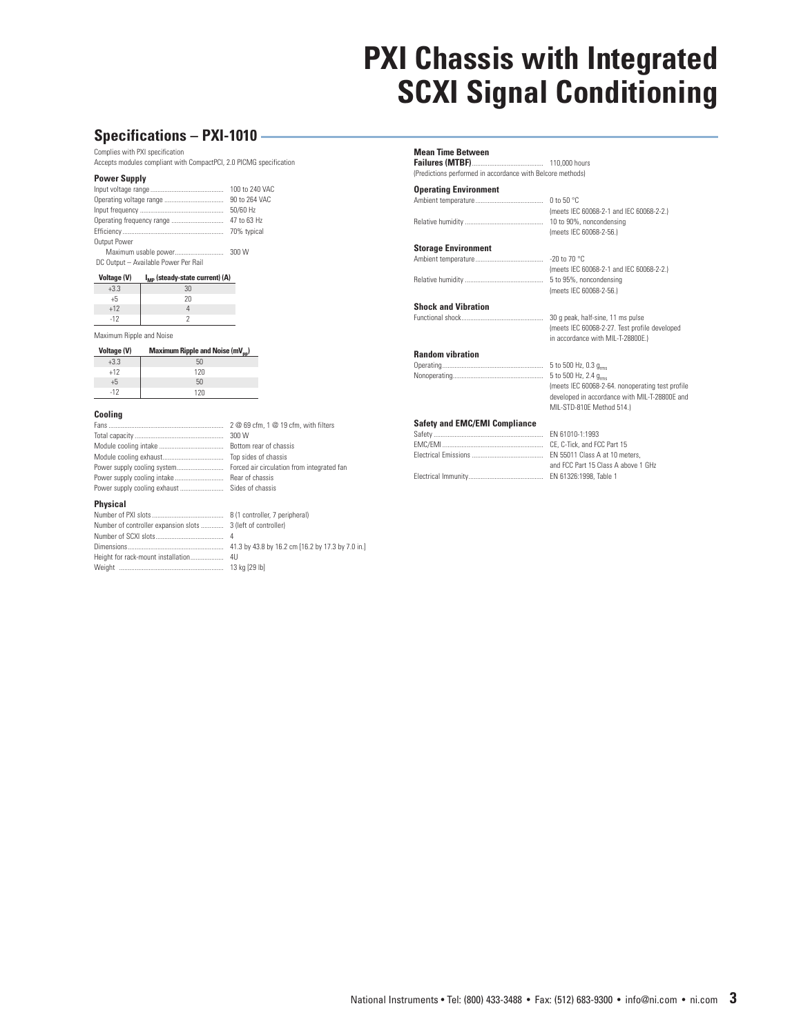# PXI Chassis with Integrated SCXI Signal Conditioning

## Specifications – PXI-1010

Complies with PXI specification
Accepts modules compliant with CompactPCI, 2.0 PICMG specification

### Power Supply

Input voltage range .......... 100 to 240 VAC
Operating voltage range .......... 90 to 264 VAC
Input frequency .......... 50/60 Hz
Operating frequency range .......... 47 to 63 Hz
Efficiency .......... 70% typical
Output Power
Maximum usable power .......... 300 W

DC Output – Available Power Per Rail

| Voltage (V) | $I_{MP}$ (steady-state current) (A) |
|---|---|
| +3.3 | 30 |
| +5 | 20 |
| +12 | 4 |
| -12 | 2 |

Maximum Ripple and Noise

| Voltage (V) | Maximum Ripple and Noise ($mV_{pp}$) |
|---|---|
| +3.3 | 50 |
| +12 | 120 |
| +5 | 50 |
| -12 | 120 |

### Cooling

Fans .......... 2 @ 69 cfm, 1 @ 19 cfm, with filters
Total capacity .......... 300 W
Module cooling intake .......... Bottom rear of chassis
Module cooling exhaust .......... Top sides of chassis
Power supply cooling system .......... Forced air circulation from integrated fan
Power supply cooling intake .......... Rear of chassis
Power supply cooling exhaust .......... Sides of chassis

### Physical

Number of PXI slots .......... 8 (1 controller, 7 peripheral)
Number of controller expansion slots .......... 3 (left of controller)
Number of SCXI slots .......... 4
Dimensions .......... 41.3 by 43.8 by 16.2 cm [16.2 by 17.3 by 7.0 in.]
Height for rack-mount installation .......... 4U
Weight .......... 13 kg [29 lb]

### Mean Time Between Failures (MTBF)

**Failures (MTBF)** .......... 110,000 hours
(Predictions performed in accordance with Belcore methods)

### Operating Environment

Ambient temperature .......... 0 to 50 °C
(meets IEC 60068-2-1 and IEC 60068-2-2.)
Relative humidity .......... 10 to 90%, noncondensing
(meets IEC 60068-2-56.)

### Storage Environment

Ambient temperature .......... -20 to 70 °C
(meets IEC 60068-2-1 and IEC 60068-2-2.)
Relative humidity .......... 5 to 95%, noncondensing
(meets IEC 60068-2-56.)

### Shock and Vibration

Functional shock .......... 30 g peak, half-sine, 11 ms pulse
(meets IEC 60068-2-27. Test profile developed in accordance with MIL-T-28800E.)

### Random vibration

Operating .......... 5 to 500 Hz, 0.3 $g_{rms}$
Nonoperating .......... 5 to 500 Hz, 2.4 $g_{rms}$
(meets IEC 60068-2-64. nonoperating test profile developed in accordance with MIL-T-28800E and MIL-STD-810E Method 514.)

### Safety and EMC/EMI Compliance

Safety .......... EN 61010-1:1993
EMC/EMI .......... CE, C-Tick, and FCC Part 15
Electrical Emissions .......... EN 55011 Class A at 10 meters, and FCC Part 15 Class A above 1 GHz
Electrical Immunity .......... EN 61326:1998, Table 1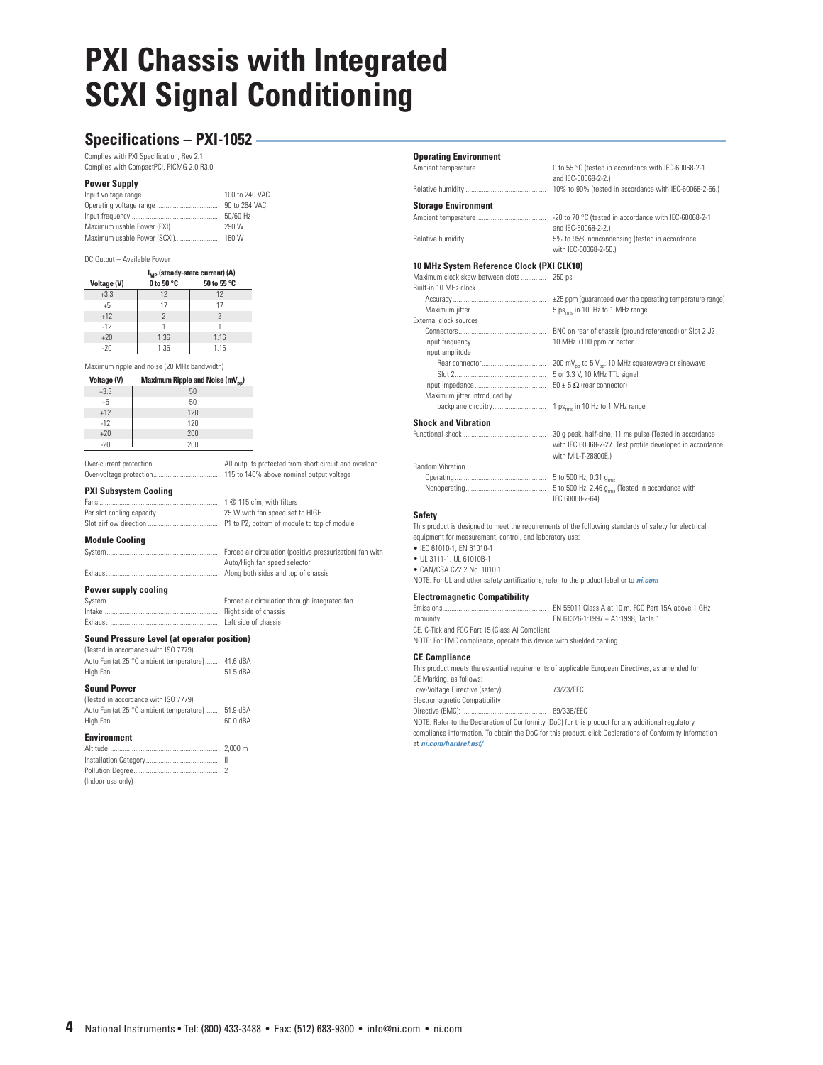# PXI Chassis with Integrated SCXI Signal Conditioning

## Specifications – PXI-1052

Complies with PXI Specification, Rev 2.1
Complies with CompactPCI, PICMG 2.0 R3.0

### Power Supply

Input voltage range .......... 100 to 240 VAC
Operating voltage range .......... 90 to 264 VAC
Input frequency .......... 50/60 Hz
Maximum usable Power (PXI) .......... 290 W
Maximum usable Power (SCXI) .......... 160 W

DC Output – Available Power

| Voltage (V) | $I_{MP}$ (steady-state current) (A) | |
|---|---|---|
| | 0 to 50 °C | 50 to 55 °C |
| +3.3 | 12 | 12 |
| +5 | 17 | 17 |
| +12 | 2 | 2 |
| -12 | 1 | 1 |
| +20 | 1.36 | 1.16 |
| -20 | 1.36 | 1.16 |

Maximum ripple and noise (20 MHz bandwidth)

| Voltage (V) | Maximum Ripple and Noise ($mV_{pp}$) |
|---|---|
| +3.3 | 50 |
| +5 | 50 |
| +12 | 120 |
| -12 | 120 |
| +20 | 200 |
| -20 | 200 |

Over-current protection .......... All outputs protected from short circuit and overload
Over-voltage protection .......... 115 to 140% above nominal output voltage

### PXI Subsystem Cooling

Fans .......... 1 @ 115 cfm, with filters
Per slot cooling capacity .......... 25 W with fan speed set to HIGH
Slot airflow direction .......... P1 to P2, bottom of module to top of module

### Module Cooling

System .......... Forced air circulation (positive pressurization) fan with Auto/High fan speed selector
Exhaust .......... Along both sides and top of chassis

### Power supply cooling

System .......... Forced air circulation through integrated fan
Intake .......... Right side of chassis
Exhaust .......... Left side of chassis

### Sound Pressure Level (at operator position)

(Tested in accordance with ISO 7779)
Auto Fan (at 25 °C ambient temperature) .......... 41.6 dBA
High Fan .......... 51.5 dBA

### Sound Power

(Tested in accordance with ISO 7779)
Auto Fan (at 25 °C ambient temperature) .......... 51.9 dBA
High Fan .......... 60.0 dBA

### Environment

Altitude .......... 2,000 m
Installation Category .......... II
Pollution Degree .......... 2
(Indoor use only)

### Operating Environment

Ambient temperature .......... 0 to 55 °C (tested in accordance with IEC-60068-2-1 and IEC-60068-2-2.)
Relative humidity .......... 10% to 90% (tested in accordance with IEC-60068-2-56.)

### Storage Environment

Ambient temperature .......... -20 to 70 °C (tested in accordance with IEC-60068-2-1 and IEC-60068-2-2.)
Relative humidity .......... 5% to 95% noncondensing (tested in accordance with IEC-60068-2-56.)

### 10 MHz System Reference Clock (PXI CLK10)

Maximum clock skew between slots .......... 250 ps
Built-in 10 MHz clock
- Accuracy .......... ±25 ppm (guaranteed over the operating temperature range)
- Maximum jitter .......... 5 $ps_{rms}$ in 10 Hz to 1 MHz range

External clock sources
- Connectors .......... BNC on rear of chassis (ground referenced) or Slot 2 J2
- Input frequency .......... 10 MHz ±100 ppm or better
- Input amplitude
  - Rear connector .......... 200 $mV_{pp}$ to 5 $V_{pp}$, 10 MHz squarewave or sinewave
  - Slot 2 .......... 5 or 3.3 V, 10 MHz TTL signal
- Input impedance .......... 50 ± 5 Ω (rear connector)
- Maximum jitter introduced by backplane circuitry .......... 1 $ps_{rms}$ in 10 Hz to 1 MHz range

### Shock and Vibration

Functional shock .......... 30 g peak, half-sine, 11 ms pulse (Tested in accordance with IEC 60068-2-27. Test profile developed in accordance with MIL-T-28800E.)

Random Vibration
- Operating .......... 5 to 500 Hz, 0.31 $g_{rms}$
- Nonoperating .......... 5 to 500 Hz, 2.46 $g_{rms}$ (Tested in accordance with IEC 60068-2-64)

### Safety

This product is designed to meet the requirements of the following standards of safety for electrical equipment for measurement, control, and laboratory use:

- IEC 61010-1, EN 61010-1
- UL 3111-1, UL 61010B-1
- CAN/CSA C22.2 No. 1010.1

NOTE: For UL and other safety certifications, refer to the product label or to ***ni.com***

### Electromagnetic Compatibility

Emissions .......... EN 55011 Class A at 10 m. FCC Part 15A above 1 GHz
Immunity .......... EN 61326-1:1997 + A1:1998, Table 1
CE, C-Tick and FCC Part 15 (Class A) Compliant
NOTE: For EMC compliance, operate this device with shielded cabling.

### CE Compliance

This product meets the essential requirements of applicable European Directives, as amended for CE Marking, as follows:
Low-Voltage Directive (safety): .......... 73/23/EEC
Electromagnetic Compatibility Directive (EMC): .......... 89/336/EEC
NOTE: Refer to the Declaration of Conformity (DoC) for this product for any additional regulatory compliance information. To obtain the DoC for this product, click Declarations of Conformity Information at ***ni.com/hardref.nsf/***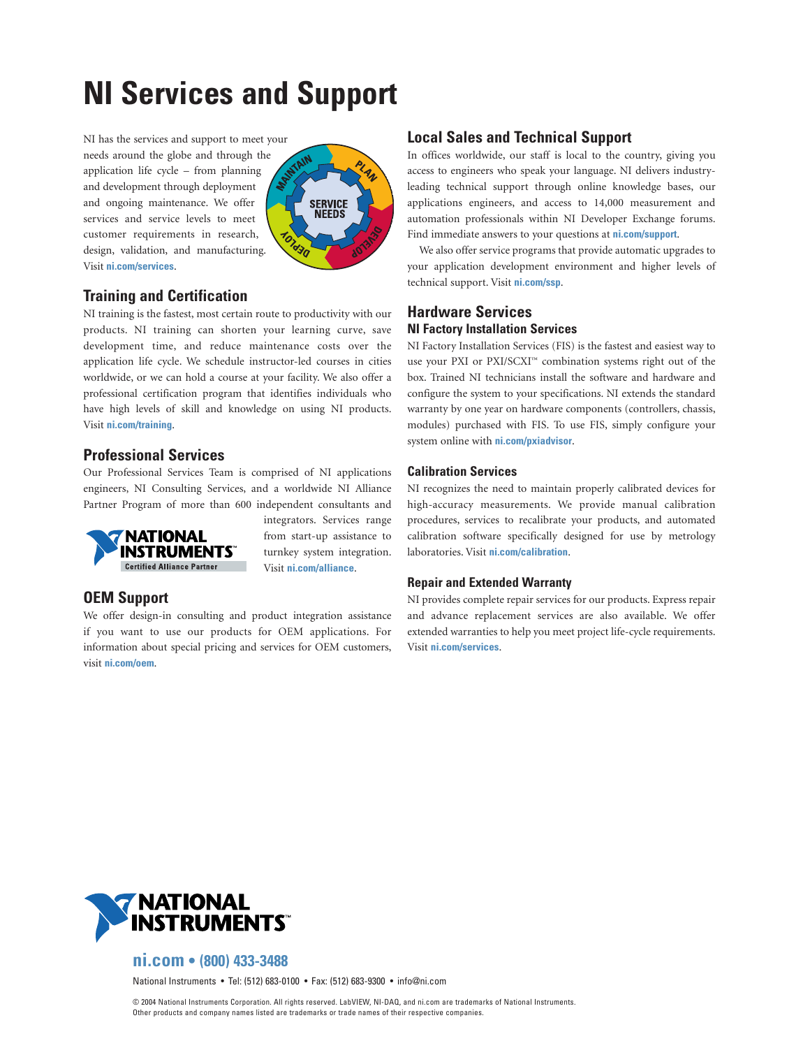# NI Services and Support

NI has the services and support to meet your needs around the globe and through the application life cycle – from planning and development through deployment and ongoing maintenance. We offer services and service levels to meet customer requirements in research, design, validation, and manufacturing. Visit **ni.com/services**.

MAINTAIN
PLAN
SERVICE NEEDS
DEPLOY
DEVELOP

## Training and Certification

NI training is the fastest, most certain route to productivity with our products. NI training can shorten your learning curve, save development time, and reduce maintenance costs over the application life cycle. We schedule instructor-led courses in cities worldwide, or we can hold a course at your facility. We also offer a professional certification program that identifies individuals who have high levels of skill and knowledge on using NI products. Visit **ni.com/training**.

## Professional Services

Our Professional Services Team is comprised of NI applications engineers, NI Consulting Services, and a worldwide NI Alliance Partner Program of more than 600 independent consultants and integrators. Services range from start-up assistance to turnkey system integration. Visit **ni.com/alliance**.

NATIONAL INSTRUMENTS™
Certified Alliance Partner

## OEM Support

We offer design-in consulting and product integration assistance if you want to use our products for OEM applications. For information about special pricing and services for OEM customers, visit **ni.com/oem**.

## Local Sales and Technical Support

In offices worldwide, our staff is local to the country, giving you access to engineers who speak your language. NI delivers industry-leading technical support through online knowledge bases, our applications engineers, and access to 14,000 measurement and automation professionals within NI Developer Exchange forums. Find immediate answers to your questions at **ni.com/support**.

We also offer service programs that provide automatic upgrades to your application development environment and higher levels of technical support. Visit **ni.com/ssp**.

## Hardware Services

### NI Factory Installation Services

NI Factory Installation Services (FIS) is the fastest and easiest way to use your PXI or PXI/SCXI™ combination systems right out of the box. Trained NI technicians install the software and hardware and configure the system to your specifications. NI extends the standard warranty by one year on hardware components (controllers, chassis, modules) purchased with FIS. To use FIS, simply configure your system online with **ni.com/pxiadvisor**.

### Calibration Services

NI recognizes the need to maintain properly calibrated devices for high-accuracy measurements. We provide manual calibration procedures, services to recalibrate your products, and automated calibration software specifically designed for use by metrology laboratories. Visit **ni.com/calibration**.

### Repair and Extended Warranty

NI provides complete repair services for our products. Express repair and advance replacement services are also available. We offer extended warranties to help you meet project life-cycle requirements. Visit **ni.com/services**.

NATIONAL INSTRUMENTS™

**ni.com • (800) 433-3488**

National Instruments • Tel: (512) 683-0100 • Fax: (512) 683-9300 • info@ni.com

© 2004 National Instruments Corporation. All rights reserved. LabVIEW, NI-DAQ, and ni.com are trademarks of National Instruments. Other products and company names listed are trademarks or trade names of their respective companies.